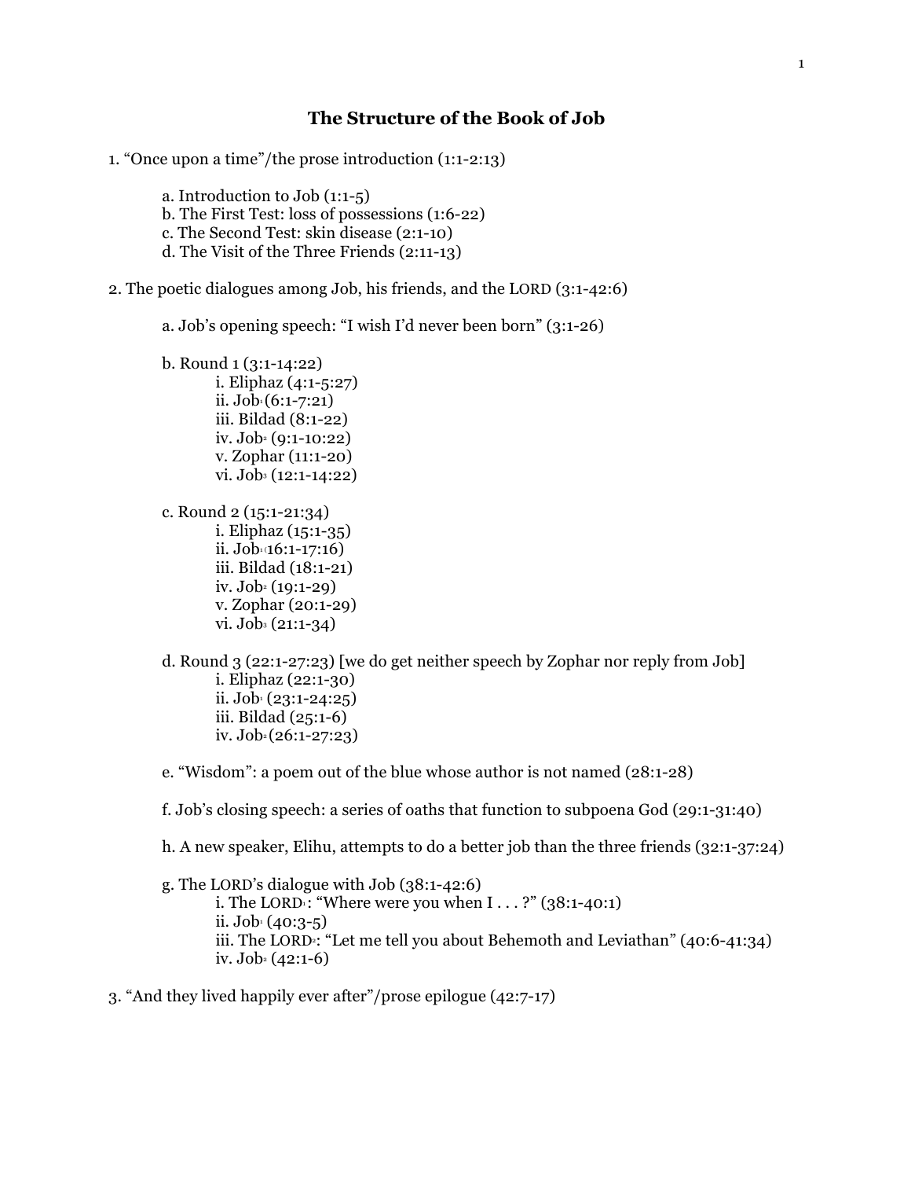# The Structure of the Book of Job

1. "Once upon a time"/the prose introduction (1:1-2:13)

    a. Introduction to Job (1:1-5)
    b. The First Test: loss of possessions (1:6-22)
    c. The Second Test: skin disease (2:1-10)
    d. The Visit of the Three Friends (2:11-13)

2. The poetic dialogues among Job, his friends, and the LORD (3:1-42:6)

    a. Job's opening speech: "I wish I'd never been born" (3:1-26)

    b. Round 1 (3:1-14:22)
        i. Eliphaz (4:1-5:27)
        ii. $Job_1$ (6:1-7:21)
        iii. Bildad (8:1-22)
        iv. $Job_2$ (9:1-10:22)
        v. Zophar (11:1-20)
        vi. $Job_3$ (12:1-14:22)

    c. Round 2 (15:1-21:34)
        i. Eliphaz (15:1-35)
        ii. $Job_1$ (16:1-17:16)
        iii. Bildad (18:1-21)
        iv. $Job_2$ (19:1-29)
        v. Zophar (20:1-29)
        vi. $Job_3$ (21:1-34)

    d. Round 3 (22:1-27:23) [we do get neither speech by Zophar nor reply from Job]
        i. Eliphaz (22:1-30)
        ii. $Job_1$ (23:1-24:25)
        iii. Bildad (25:1-6)
        iv. $Job_2$ (26:1-27:23)

    e. "Wisdom": a poem out of the blue whose author is not named (28:1-28)

    f. Job's closing speech: a series of oaths that function to subpoena God (29:1-31:40)

    h. A new speaker, Elihu, attempts to do a better job than the three friends (32:1-37:24)

    g. The LORD's dialogue with Job (38:1-42:6)
        i. The $LORD_1$: "Where were you when I . . . ?" (38:1-40:1)
        ii. $Job_1$ (40:3-5)
        iii. The $LORD_2$: "Let me tell you about Behemoth and Leviathan" (40:6-41:34)
        iv. $Job_2$ (42:1-6)

3. "And they lived happily ever after"/prose epilogue (42:7-17)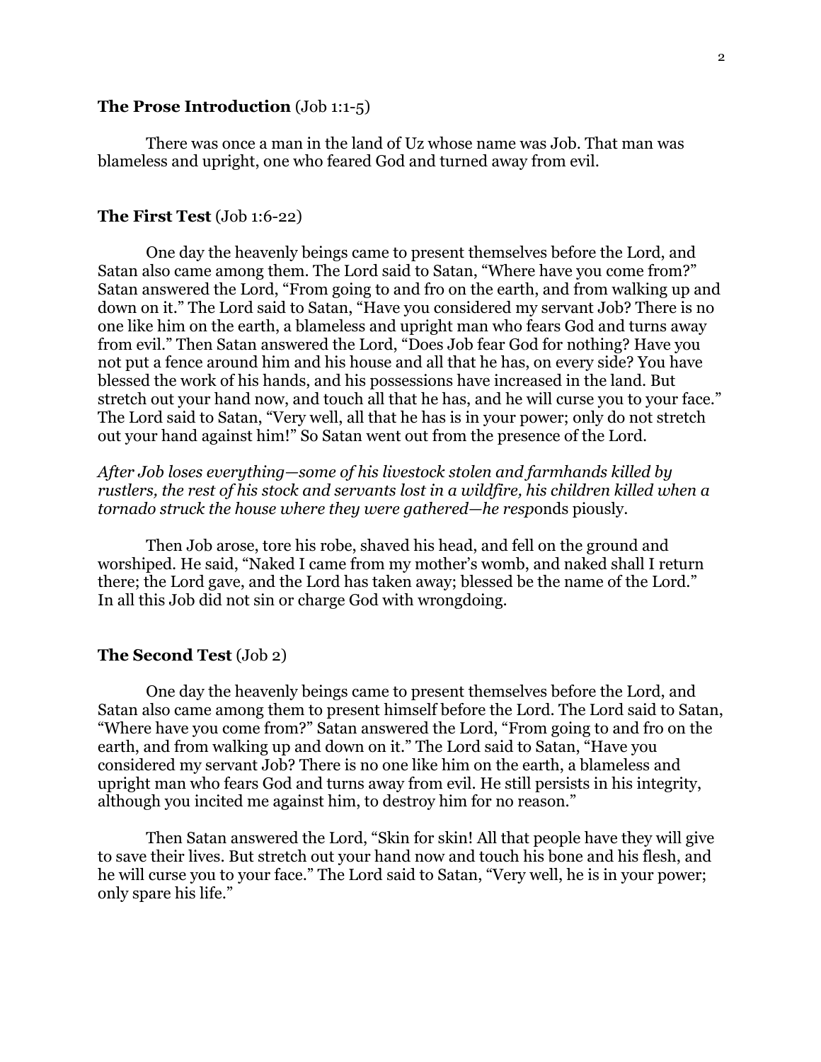**The Prose Introduction** (Job 1:1-5)

There was once a man in the land of Uz whose name was Job. That man was blameless and upright, one who feared God and turned away from evil.

**The First Test** (Job 1:6-22)

One day the heavenly beings came to present themselves before the Lord, and Satan also came among them. The Lord said to Satan, "Where have you come from?" Satan answered the Lord, "From going to and fro on the earth, and from walking up and down on it." The Lord said to Satan, "Have you considered my servant Job? There is no one like him on the earth, a blameless and upright man who fears God and turns away from evil." Then Satan answered the Lord, "Does Job fear God for nothing? Have you not put a fence around him and his house and all that he has, on every side? You have blessed the work of his hands, and his possessions have increased in the land. But stretch out your hand now, and touch all that he has, and he will curse you to your face." The Lord said to Satan, "Very well, all that he has is in your power; only do not stretch out your hand against him!" So Satan went out from the presence of the Lord.

*After Job loses everything—some of his livestock stolen and farmhands killed by rustlers, the rest of his stock and servants lost in a wildfire, his children killed when a tornado struck the house where they were gathered—he resp*onds piously.

Then Job arose, tore his robe, shaved his head, and fell on the ground and worshiped. He said, "Naked I came from my mother's womb, and naked shall I return there; the Lord gave, and the Lord has taken away; blessed be the name of the Lord." In all this Job did not sin or charge God with wrongdoing.

**The Second Test** (Job 2)

One day the heavenly beings came to present themselves before the Lord, and Satan also came among them to present himself before the Lord. The Lord said to Satan, "Where have you come from?" Satan answered the Lord, "From going to and fro on the earth, and from walking up and down on it." The Lord said to Satan, "Have you considered my servant Job? There is no one like him on the earth, a blameless and upright man who fears God and turns away from evil. He still persists in his integrity, although you incited me against him, to destroy him for no reason."

Then Satan answered the Lord, "Skin for skin! All that people have they will give to save their lives. But stretch out your hand now and touch his bone and his flesh, and he will curse you to your face." The Lord said to Satan, "Very well, he is in your power; only spare his life."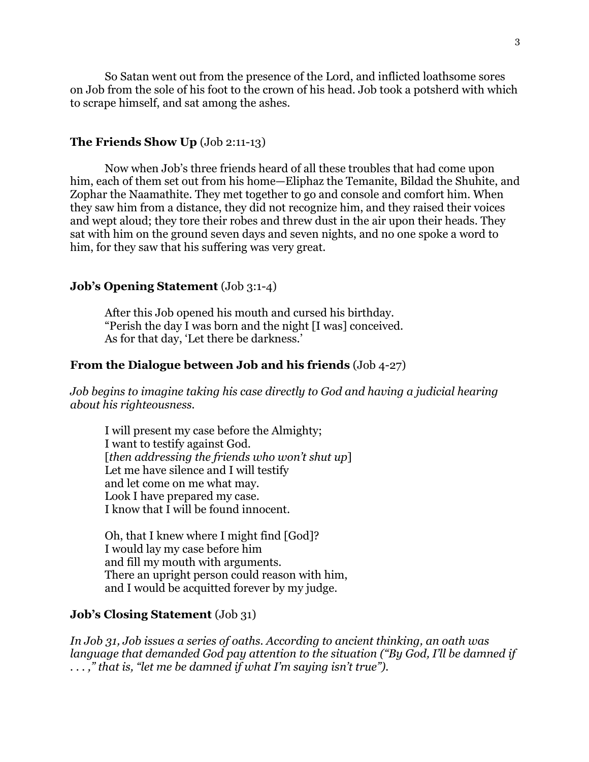So Satan went out from the presence of the Lord, and inflicted loathsome sores on Job from the sole of his foot to the crown of his head. Job took a potsherd with which to scrape himself, and sat among the ashes.

### **The Friends Show Up** (Job 2:11-13)

Now when Job's three friends heard of all these troubles that had come upon him, each of them set out from his home—Eliphaz the Temanite, Bildad the Shuhite, and Zophar the Naamathite. They met together to go and console and comfort him. When they saw him from a distance, they did not recognize him, and they raised their voices and wept aloud; they tore their robes and threw dust in the air upon their heads. They sat with him on the ground seven days and seven nights, and no one spoke a word to him, for they saw that his suffering was very great.

### **Job's Opening Statement** (Job 3:1-4)

> After this Job opened his mouth and cursed his birthday.
> "Perish the day I was born and the night [I was] conceived.
> As for that day, 'Let there be darkness.'

### **From the Dialogue between Job and his friends** (Job 4-27)

*Job begins to imagine taking his case directly to God and having a judicial hearing about his righteousness.*

> I will present my case before the Almighty;
> I want to testify against God.
> [*then addressing the friends who won't shut up*]
> Let me have silence and I will testify
> and let come on me what may.
> Look I have prepared my case.
> I know that I will be found innocent.
>
> Oh, that I knew where I might find [God]?
> I would lay my case before him
> and fill my mouth with arguments.
> There an upright person could reason with him,
> and I would be acquitted forever by my judge.

### **Job's Closing Statement** (Job 31)

*In Job 31, Job issues a series of oaths. According to ancient thinking, an oath was language that demanded God pay attention to the situation ("By God, I'll be damned if . . . ," that is, "let me be damned if what I'm saying isn't true").*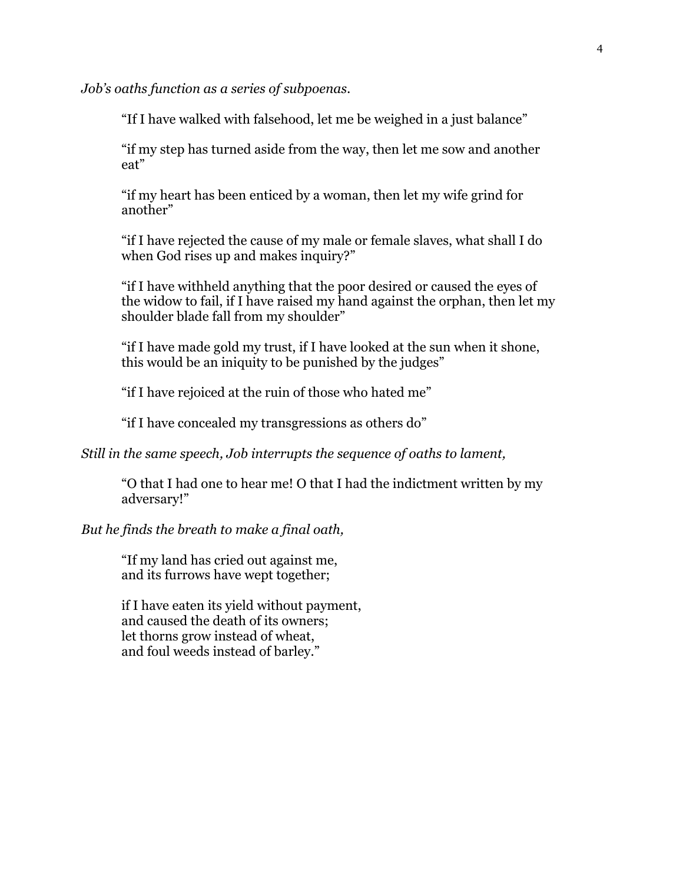*Job's oaths function as a series of subpoenas.*

> "If I have walked with falsehood, let me be weighed in a just balance"
>
> "if my step has turned aside from the way, then let me sow and another eat"
>
> "if my heart has been enticed by a woman, then let my wife grind for another"
>
> "if I have rejected the cause of my male or female slaves, what shall I do when God rises up and makes inquiry?"
>
> "if I have withheld anything that the poor desired or caused the eyes of the widow to fail, if I have raised my hand against the orphan, then let my shoulder blade fall from my shoulder"
>
> "if I have made gold my trust, if I have looked at the sun when it shone, this would be an iniquity to be punished by the judges"
>
> "if I have rejoiced at the ruin of those who hated me"
>
> "if I have concealed my transgressions as others do"

*Still in the same speech, Job interrupts the sequence of oaths to lament,*

> "O that I had one to hear me! O that I had the indictment written by my adversary!"

*But he finds the breath to make a final oath,*

> "If my land has cried out against me,
> and its furrows have wept together;
>
> if I have eaten its yield without payment,
> and caused the death of its owners;
> let thorns grow instead of wheat,
> and foul weeds instead of barley."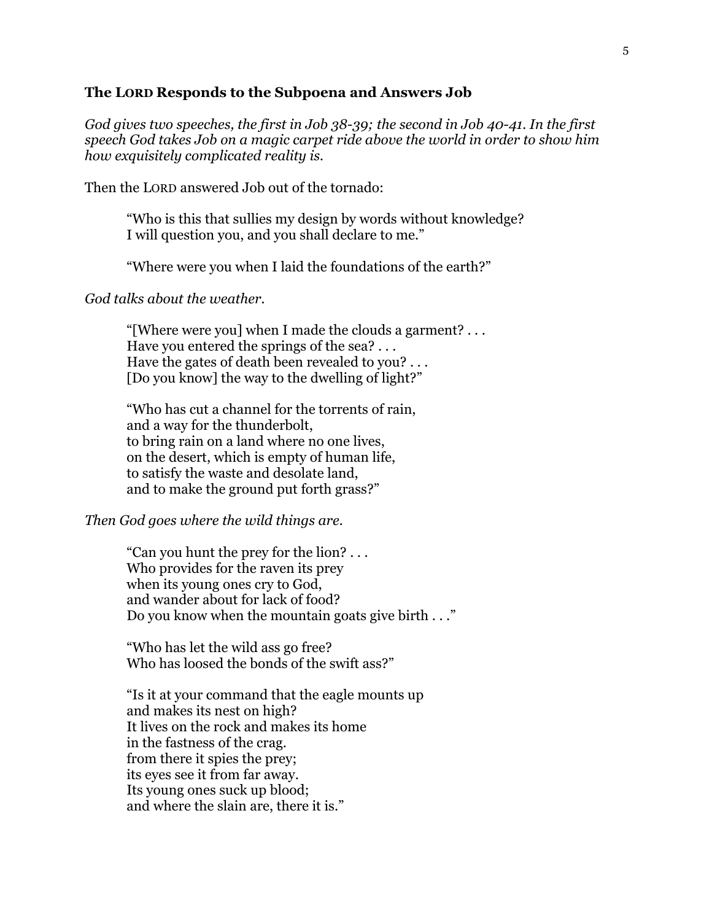### The LORD Responds to the Subpoena and Answers Job

*God gives two speeches, the first in Job 38-39; the second in Job 40-41. In the first speech God takes Job on a magic carpet ride above the world in order to show him how exquisitely complicated reality is.*

Then the LORD answered Job out of the tornado:

> "Who is this that sullies my design by words without knowledge?
> I will question you, and you shall declare to me."
>
> "Where were you when I laid the foundations of the earth?"

*God talks about the weather.*

> "[Where were you] when I made the clouds a garment? . . .
> Have you entered the springs of the sea? . . .
> Have the gates of death been revealed to you? . . .
> [Do you know] the way to the dwelling of light?"
>
> "Who has cut a channel for the torrents of rain,
> and a way for the thunderbolt,
> to bring rain on a land where no one lives,
> on the desert, which is empty of human life,
> to satisfy the waste and desolate land,
> and to make the ground put forth grass?"

*Then God goes where the wild things are.*

> "Can you hunt the prey for the lion? . . .
> Who provides for the raven its prey
> when its young ones cry to God,
> and wander about for lack of food?
> Do you know when the mountain goats give birth . . ."
>
> "Who has let the wild ass go free?
> Who has loosed the bonds of the swift ass?"
>
> "Is it at your command that the eagle mounts up
> and makes its nest on high?
> It lives on the rock and makes its home
> in the fastness of the crag.
> from there it spies the prey;
> its eyes see it from far away.
> Its young ones suck up blood;
> and where the slain are, there it is."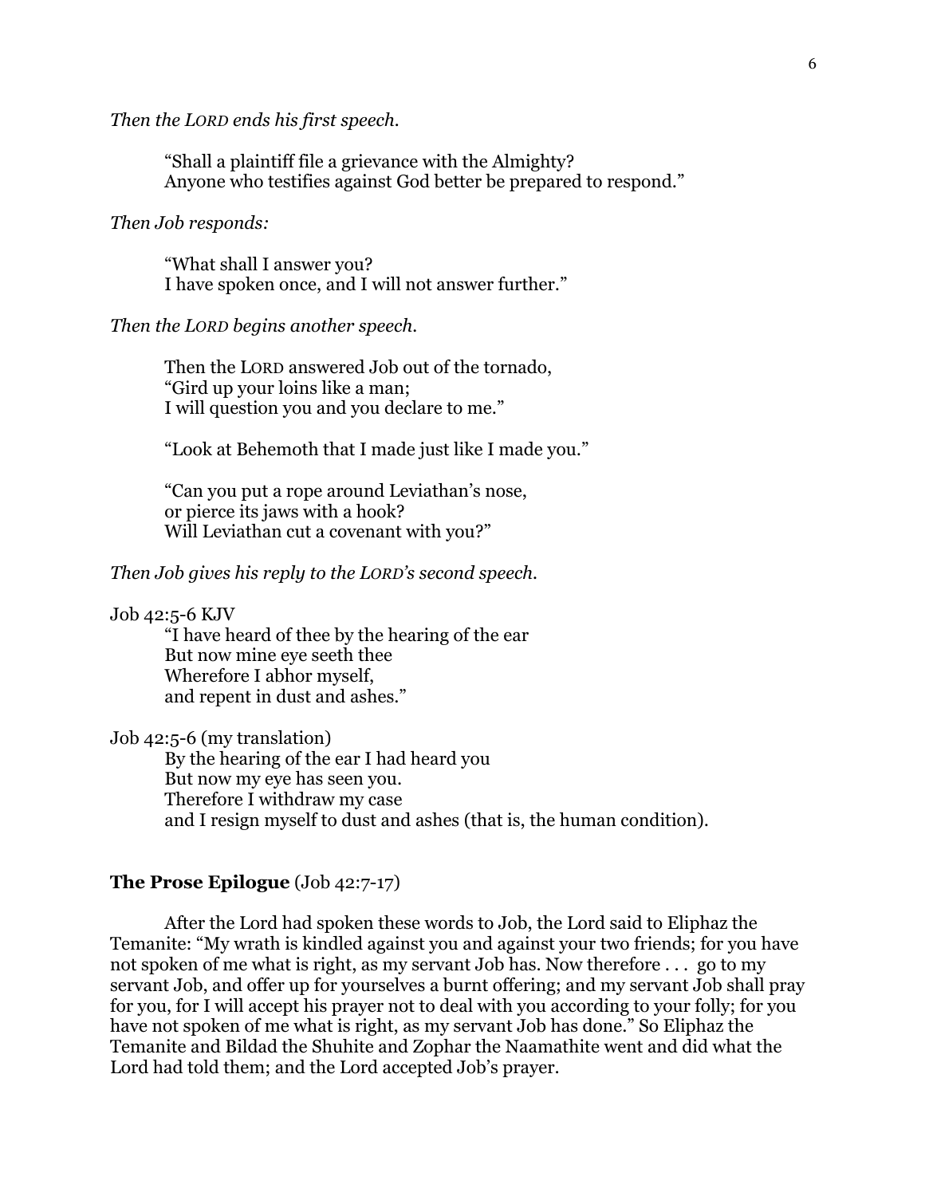*Then the LORD ends his first speech.*

> "Shall a plaintiff file a grievance with the Almighty?
> Anyone who testifies against God better be prepared to respond."

*Then Job responds:*

> "What shall I answer you?
> I have spoken once, and I will not answer further."

*Then the LORD begins another speech.*

> Then the LORD answered Job out of the tornado,
> "Gird up your loins like a man;
> I will question you and you declare to me."
>
> "Look at Behemoth that I made just like I made you."
>
> "Can you put a rope around Leviathan's nose,
> or pierce its jaws with a hook?
> Will Leviathan cut a covenant with you?"

*Then Job gives his reply to the LORD's second speech.*

Job 42:5-6 KJV

> "I have heard of thee by the hearing of the ear
> But now mine eye seeth thee
> Wherefore I abhor myself,
> and repent in dust and ashes."

Job 42:5-6 (my translation)

> By the hearing of the ear I had heard you
> But now my eye has seen you.
> Therefore I withdraw my case
> and I resign myself to dust and ashes (that is, the human condition).

**The Prose Epilogue** (Job 42:7-17)

After the Lord had spoken these words to Job, the Lord said to Eliphaz the Temanite: "My wrath is kindled against you and against your two friends; for you have not spoken of me what is right, as my servant Job has. Now therefore . . . go to my servant Job, and offer up for yourselves a burnt offering; and my servant Job shall pray for you, for I will accept his prayer not to deal with you according to your folly; for you have not spoken of me what is right, as my servant Job has done." So Eliphaz the Temanite and Bildad the Shuhite and Zophar the Naamathite went and did what the Lord had told them; and the Lord accepted Job's prayer.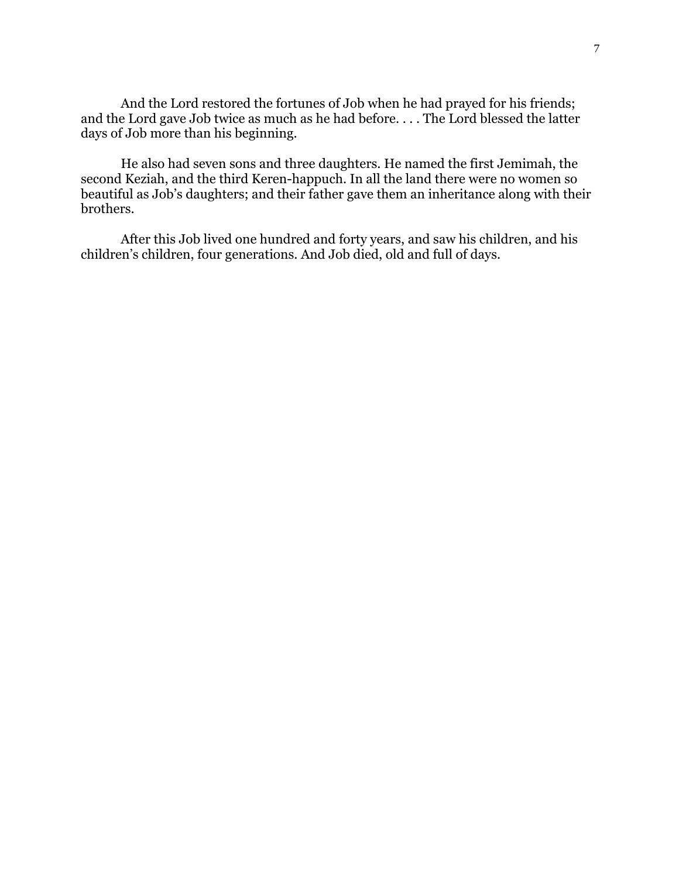And the Lord restored the fortunes of Job when he had prayed for his friends; and the Lord gave Job twice as much as he had before. . . . The Lord blessed the latter days of Job more than his beginning.

He also had seven sons and three daughters. He named the first Jemimah, the second Keziah, and the third Keren-happuch. In all the land there were no women so beautiful as Job's daughters; and their father gave them an inheritance along with their brothers.

After this Job lived one hundred and forty years, and saw his children, and his children's children, four generations. And Job died, old and full of days.